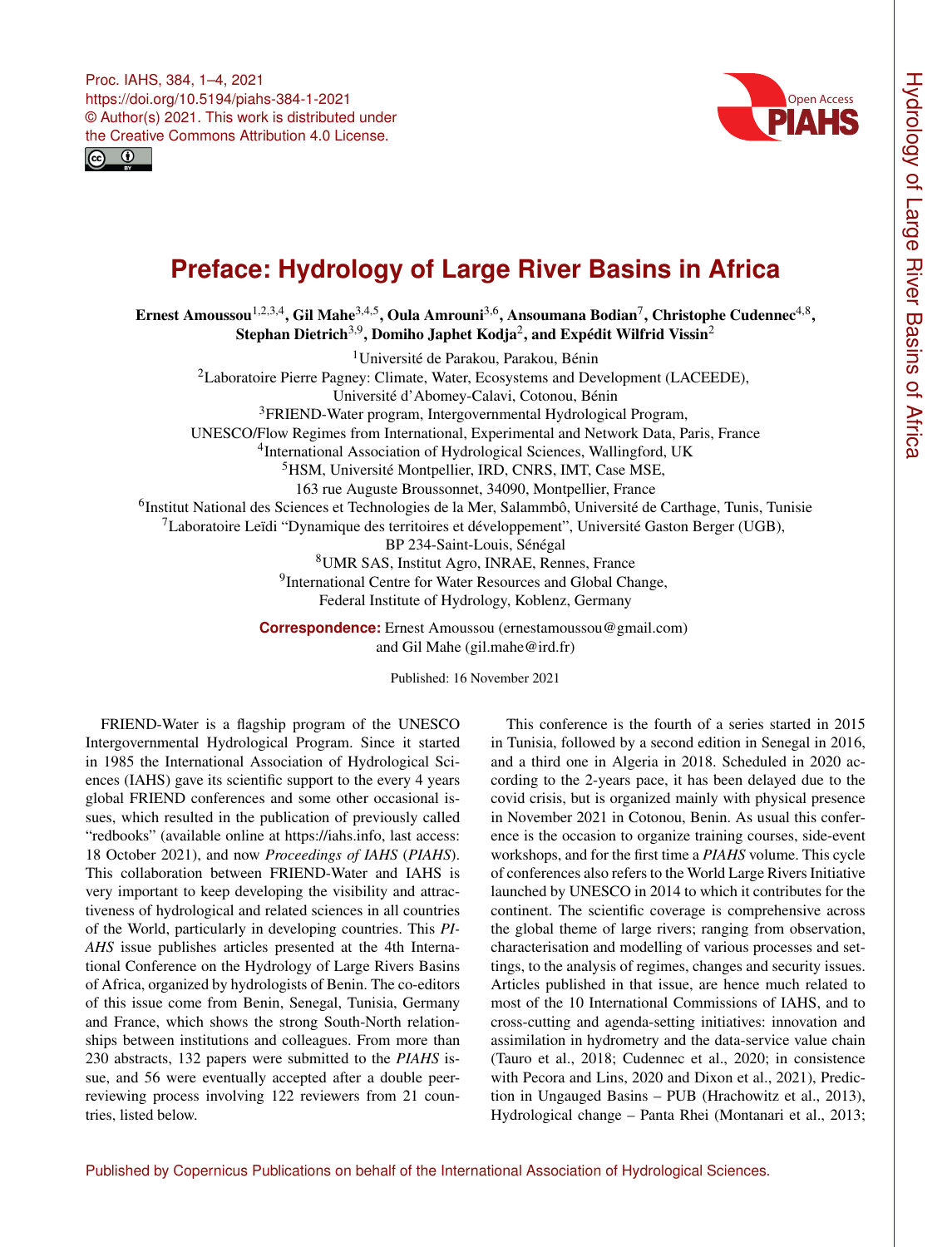# Preface: Hydrology of Large River Basins in Africa

**Ernest Amoussou[1,2,3,4], Gil Mahe[3,4,5], Oula Amrouni[3,6], Ansoumana Bodian[7], Christophe Cudennec[4,8], Stephan Dietrich[3,9], Domiho Japhet Kodja[2], and Expédit Wilfrid Vissin[2]**

[1]Université de Parakou, Parakou, Bénin
[2]Laboratoire Pierre Pagney: Climate, Water, Ecosystems and Development (LACEEDE), Université d'Abomey-Calavi, Cotonou, Bénin
[3]FRIEND-Water program, Intergovernmental Hydrological Program, UNESCO/Flow Regimes from International, Experimental and Network Data, Paris, France
[4]International Association of Hydrological Sciences, Wallingford, UK
[5]HSM, Université Montpellier, IRD, CNRS, IMT, Case MSE, 163 rue Auguste Broussonnet, 34090, Montpellier, France
[6]Institut National des Sciences et Technologies de la Mer, Salammbô, Université de Carthage, Tunis, Tunisie
[7]Laboratoire Leïdi "Dynamique des territoires et développement", Université Gaston Berger (UGB), BP 234-Saint-Louis, Sénégal
[8]UMR SAS, Institut Agro, INRAE, Rennes, France
[9]International Centre for Water Resources and Global Change, Federal Institute of Hydrology, Koblenz, Germany

**Correspondence:** Ernest Amoussou (ernestamoussou@gmail.com) and Gil Mahe (gil.mahe@ird.fr)

Published: 16 November 2021

FRIEND-Water is a flagship program of the UNESCO Intergovernmental Hydrological Program. Since it started in 1985 the International Association of Hydrological Sciences (IAHS) gave its scientific support to the every 4 years global FRIEND conferences and some other occasional issues, which resulted in the publication of previously called "redbooks" (available online at https://iahs.info, last access: 18 October 2021), and now *Proceedings of IAHS* (*PIAHS*). This collaboration between FRIEND-Water and IAHS is very important to keep developing the visibility and attractiveness of hydrological and related sciences in all countries of the World, particularly in developing countries. This *PIAHS* issue publishes articles presented at the 4th International Conference on the Hydrology of Large Rivers Basins of Africa, organized by hydrologists of Benin. The co-editors of this issue come from Benin, Senegal, Tunisia, Germany and France, which shows the strong South-North relationships between institutions and colleagues. From more than 230 abstracts, 132 papers were submitted to the *PIAHS* issue, and 56 were eventually accepted after a double peer-reviewing process involving 122 reviewers from 21 countries, listed below.

This conference is the fourth of a series started in 2015 in Tunisia, followed by a second edition in Senegal in 2016, and a third one in Algeria in 2018. Scheduled in 2020 according to the 2-years pace, it has been delayed due to the covid crisis, but is organized mainly with physical presence in November 2021 in Cotonou, Benin. As usual this conference is the occasion to organize training courses, side-event workshops, and for the first time a *PIAHS* volume. This cycle of conferences also refers to the World Large Rivers Initiative launched by UNESCO in 2014 to which it contributes for the continent. The scientific coverage is comprehensive across the global theme of large rivers; ranging from observation, characterisation and modelling of various processes and settings, to the analysis of regimes, changes and security issues. Articles published in that issue, are hence much related to most of the 10 International Commissions of IAHS, and to cross-cutting and agenda-setting initiatives: innovation and assimilation in hydrometry and the data-service value chain (Tauro et al., 2018; Cudennec et al., 2020; in consistence with Pecora and Lins, 2020 and Dixon et al., 2021), Prediction in Ungauged Basins – PUB (Hrachowitz et al., 2013), Hydrological change – Panta Rhei (Montanari et al., 2013;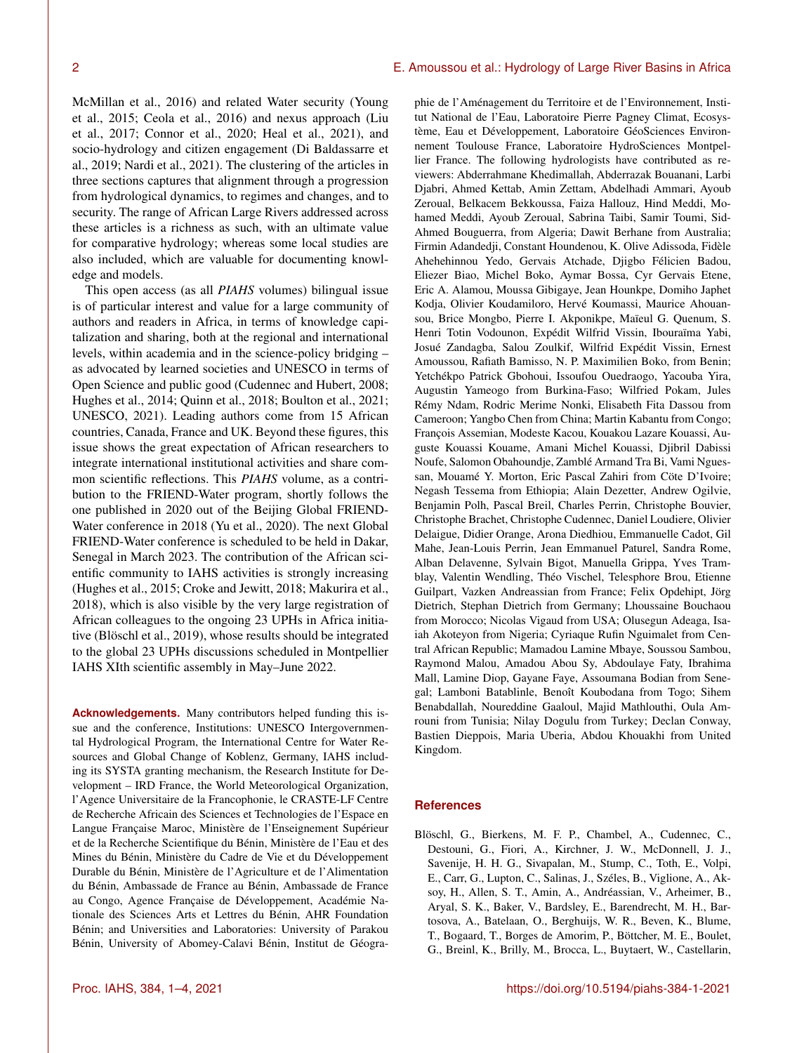McMillan et al., 2016) and related Water security (Young et al., 2015; Ceola et al., 2016) and nexus approach (Liu et al., 2017; Connor et al., 2020; Heal et al., 2021), and socio-hydrology and citizen engagement (Di Baldassarre et al., 2019; Nardi et al., 2021). The clustering of the articles in three sections captures that alignment through a progression from hydrological dynamics, to regimes and changes, and to security. The range of African Large Rivers addressed across these articles is a richness as such, with an ultimate value for comparative hydrology; whereas some local studies are also included, which are valuable for documenting knowledge and models.

This open access (as all *PIAHS* volumes) bilingual issue is of particular interest and value for a large community of authors and readers in Africa, in terms of knowledge capitalization and sharing, both at the regional and international levels, within academia and in the science-policy bridging – as advocated by learned societies and UNESCO in terms of Open Science and public good (Cudennec and Hubert, 2008; Hughes et al., 2014; Quinn et al., 2018; Boulton et al., 2021; UNESCO, 2021). Leading authors come from 15 African countries, Canada, France and UK. Beyond these figures, this issue shows the great expectation of African researchers to integrate international institutional activities and share common scientific reflections. This *PIAHS* volume, as a contribution to the FRIEND-Water program, shortly follows the one published in 2020 out of the Beijing Global FRIEND-Water conference in 2018 (Yu et al., 2020). The next Global FRIEND-Water conference is scheduled to be held in Dakar, Senegal in March 2023. The contribution of the African scientific community to IAHS activities is strongly increasing (Hughes et al., 2015; Croke and Jewitt, 2018; Makurira et al., 2018), which is also visible by the very large registration of African colleagues to the ongoing 23 UPHs in Africa initiative (Blöschl et al., 2019), whose results should be integrated to the global 23 UPHs discussions scheduled in Montpellier IAHS XIth scientific assembly in May–June 2022.

**Acknowledgements.** Many contributors helped funding this issue and the conference, Institutions: UNESCO Intergovernmental Hydrological Program, the International Centre for Water Resources and Global Change of Koblenz, Germany, IAHS including its SYSTA granting mechanism, the Research Institute for Development – IRD France, the World Meteorological Organization, l'Agence Universitaire de la Francophonie, le CRASTE-LF Centre de Recherche Africain des Sciences et Technologies de l'Espace en Langue Française Maroc, Ministère de l'Enseignement Supérieur et de la Recherche Scientifique du Bénin, Ministère de l'Eau et des Mines du Bénin, Ministère du Cadre de Vie et du Développement Durable du Bénin, Ministère de l'Agriculture et de l'Alimentation du Bénin, Ambassade de France au Bénin, Ambassade de France au Congo, Agence Française de Développement, Académie Nationale des Sciences Arts et Lettres du Bénin, AHR Foundation Bénin; and Universities and Laboratories: University of Parakou Bénin, University of Abomey-Calavi Bénin, Institut de Géographie de l'Aménagement du Territoire et de l'Environnement, Institut National de l'Eau, Laboratoire Pierre Pagney Climat, Ecosystème, Eau et Développement, Laboratoire GéoSciences Environnement Toulouse France, Laboratoire HydroSciences Montpellier France. The following hydrologists have contributed as reviewers: Abderrahmane Khedimallah, Abderrazak Bouanani, Larbi Djabri, Ahmed Kettab, Amin Zettam, Abdelhadi Ammari, Ayoub Zeroual, Belkacem Bekkoussa, Faiza Hallouz, Hind Meddi, Mohamed Meddi, Ayoub Zeroual, Sabrina Taibi, Samir Toumi, Sid-Ahmed Bouguerra, from Algeria; Dawit Berhane from Australia; Firmin Adandedji, Constant Houndenou, K. Olive Adissoda, Fidèle Ahehehinnou Yedo, Gervais Atchade, Djigbo Félicien Badou, Eliezer Biao, Michel Boko, Aymar Bossa, Cyr Gervais Etene, Eric A. Alamou, Moussa Gibigaye, Jean Hounkpe, Domiho Japhet Kodja, Olivier Koudamiloro, Hervé Koumassi, Maurice Ahouansou, Brice Mongbo, Pierre I. Akponikpe, Maïeul G. Quenum, S. Henri Totin Vodounon, Expédit Wilfrid Vissin, Ibouraïma Yabi, Josué Zandagba, Salou Zoulkif, Wilfrid Expédit Vissin, Ernest Amoussou, Rafiath Bamisso, N. P. Maximilien Boko, from Benin; Yetchékpo Patrick Gbohoui, Issoufou Ouedraogo, Yacouba Yira, Augustin Yameogo from Burkina-Faso; Wilfried Pokam, Jules Rémy Ndam, Rodric Merime Nonki, Elisabeth Fita Dassou from Cameroon; Yangbo Chen from China; Martin Kabantu from Congo; François Assemian, Modeste Kacou, Kouakou Lazare Kouassi, Auguste Kouassi Kouame, Amani Michel Kouassi, Djibril Dabissi Noufe, Salomon Obahoundje, Zamblé Armand Tra Bi, Vami Nguessan, Mouamé Y. Morton, Eric Pascal Zahiri from Côte D'Ivoire; Negash Tessema from Ethiopia; Alain Dezetter, Andrew Ogilvie, Benjamin Polh, Pascal Breil, Charles Perrin, Christophe Bouvier, Christophe Brachet, Christophe Cudennec, Daniel Loudiere, Olivier Delaigue, Didier Orange, Arona Diedhiou, Emmanuelle Cadot, Gil Mahe, Jean-Louis Perrin, Jean Emmanuel Paturel, Sandra Rome, Alban Delavenne, Sylvain Bigot, Manuella Grippa, Yves Tramblay, Valentin Wendling, Théo Vischel, Telesphore Brou, Etienne Guilpart, Vazken Andreassian from France; Felix Opdehipt, Jörg Dietrich, Stephan Dietrich from Germany; Lhoussaine Bouchaou from Morocco; Nicolas Vigaud from USA; Olusegun Adeaga, Isaiah Akoteyon from Nigeria; Cyriaque Rufin Nguimalet from Central African Republic; Mamadou Lamine Mbaye, Soussou Sambou, Raymond Malou, Amadou Abou Sy, Abdoulaye Faty, Ibrahima Mall, Lamine Diop, Gayane Faye, Assoumana Bodian from Senegal; Lamboni Batablinle, Benoît Koubodana from Togo; Sihem Benabdallah, Noureddine Gaaloul, Majid Mathlouthi, Oula Amrouni from Tunisia; Nilay Dogulu from Turkey; Declan Conway, Bastien Dieppois, Maria Uberia, Abdou Khouakhi from United Kingdom.

## References

Blöschl, G., Bierkens, M. F. P., Chambel, A., Cudennec, C., Destouni, G., Fiori, A., Kirchner, J. W., McDonnell, J. J., Savenije, H. H. G., Sivapalan, M., Stump, C., Toth, E., Volpi, E., Carr, G., Lupton, C., Salinas, J., Széles, B., Viglione, A., Aksoy, H., Allen, S. T., Amin, A., Andréassian, V., Arheimer, B., Aryal, S. K., Baker, V., Bardsley, E., Barendrecht, M. H., Bartosova, A., Batelaan, O., Berghuijs, W. R., Beven, K., Blume, T., Bogaard, T., Borges de Amorim, P., Böttcher, M. E., Boulet, G., Breinl, K., Brilly, M., Brocca, L., Buytaert, W., Castellarin,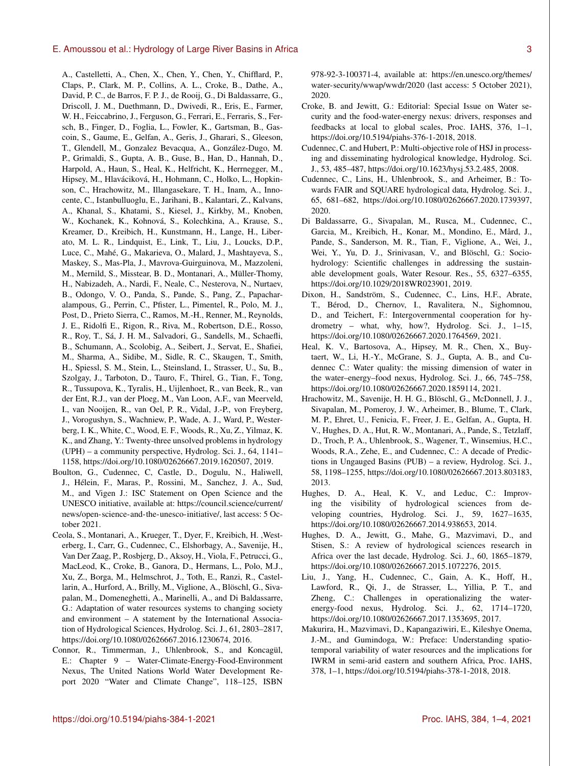A., Castelletti, A., Chen, X., Chen, Y., Chen, Y., Chifflard, P., Claps, P., Clark, M. P., Collins, A. L., Croke, B., Dathe, A., David, P. C., de Barros, F. P. J., de Rooij, G., Di Baldassarre, G., Driscoll, J. M., Duethmann, D., Dwivedi, R., Eris, E., Farmer, W. H., Feiccabrino, J., Ferguson, G., Ferrari, E., Ferraris, S., Fersch, B., Finger, D., Foglia, L., Fowler, K., Gartsman, B., Gascoin, S., Gaume, E., Gelfan, A., Geris, J., Gharari, S., Gleeson, T., Glendell, M., Gonzalez Bevacqua, A., González-Dugo, M. P., Grimaldi, S., Gupta, A. B., Guse, B., Han, D., Hannah, D., Harpold, A., Haun, S., Heal, K., Helfricht, K., Herrnegger, M., Hipsey, M., Hlavácikivá, H., Hohmann, C., Holko, L., Hopkinson, C., Hrachowitz, M., Illangasekare, T. H., Inam, A., Innocente, C., Istanbulluoglu, E., Jarihani, B., Kalantari, Z., Kalvans, A., Khanal, S., Khatami, S., Kiesel, J., Kirkby, M., Knoben, W., Kochanek, K., Kohnová, S., Kolechkina, A., Krause, S., Kreamer, D., Kreibich, H., Kunstmann, H., Lange, H., Liberato, M. L. R., Lindquist, E., Link, T., Liu, J., Loucks, D.P., Luce, C., Mahé, G., Makarieva, O., Malard, J., Mashtayeva, S., Maskey, S., Mas-Pla, J., Mavrova-Guirguinova, M., Mazzoleni, M., Mernild, S., Misstear, B. D., Montanari, A., Müller-Thomy, H., Nabizadeh, A., Nardi, F., Neale, C., Nesterova, N., Nurtaev, B., Odongo, V. O., Panda, S., Pande, S., Pang, Z., Papacharalampous, G., Perrin, C., Pfister, L., Pimentel, R., Polo, M. J., Post, D., Prieto Sierra, C., Ramos, M.-H., Renner, M., Reynolds, J. E., Ridolfi E., Rigon, R., Riva, M., Robertson, D.E., Rosso, R., Roy, T., Sá, J. H. M., Salvadori, G., Sandells, M., Schaefli, B., Schumann, A., Scolobig, A., Seibert, J., Servat, E., Shafiei, M., Sharma, A., Sidibe, M., Sidle, R. C., Skaugen, T., Smith, H., Spiessl, S. M., Stein, L., Steinsland, I., Strasser, U., Su, B., Szolgay, J., Tarboton, D., Tauro, F., Thirel, G., Tian, F., Tong, R., Tussupova, K., Tyralis, H., Uijlenhoet, R., van Beek, R., van der Ent, R.J., van der Ploeg, M., Van Loon, A.F., van Meerveld, I., van Nooijen, R., van Oel, P. R., Vidal, J.-P., von Freyberg, J., Vorogushyn, S., Wachniew, P., Wade, A. J., Ward, P., Westerberg, I. K., White, C., Wood, E. F., Woods, R., Xu, Z., Yilmaz, K. K., and Zhang, Y.: Twenty-three unsolved problems in hydrology (UPH) – a community perspective, Hydrolog. Sci. J., 64, 1141–1158, https://doi.org/10.1080/02626667.2019.1620507, 2019.

Boulton, G., Cudennec, C, Castle, D., Dogulu, N., Haliwell, J., Hélein, F., Maras, P., Rossini, M., Sanchez, J. A., Sud, M., and Vigen J.: ISC Statement on Open Science and the UNESCO initiative, available at: https://council.science/current/news/open-science-and-the-unesco-initiative/, last access: 5 October 2021.

Ceola, S., Montanari, A., Krueger, T., Dyer, F., Kreibich, H. ,Westerberg, I., Carr, G., Cudennec, C., Elshorbagy, A., Savenije, H., Van Der Zaag, P., Rosbjerg, D., Aksoy, H., Viola, F., Petrucci, G., MacLeod, K., Croke, B., Ganora, D., Hermans, L., Polo, M.J., Xu, Z., Borga, M., Helmschrot, J., Toth, E., Ranzi, R., Castellarin, A., Hurford, A., Brilly, M., Viglione, A., Blöschl, G., Sivapalan, M., Domeneghetti, A., Marinelli, A., and Di Baldassarre, G.: Adaptation of water resources systems to changing society and environment – A statement by the International Association of Hydrological Sciences, Hydrolog. Sci. J., 61, 2803–2817, https://doi.org/10.1080/02626667.2016.1230674, 2016.

Connor, R., Timmerman, J., Uhlenbrook, S., and Koncagül, E.: Chapter 9 – Water-Climate-Energy-Food-Environment Nexus, The United Nations World Water Development Report 2020 "Water and Climate Change", 118–125, ISBN 978-92-3-100371-4, available at: https://en.unesco.org/themes/water-security/wwap/wwdr/2020 (last access: 5 October 2021), 2020.

Croke, B. and Jewitt, G.: Editorial: Special Issue on Water security and the food-water-energy nexus: drivers, responses and feedbacks at local to global scales, Proc. IAHS, 376, 1–1, https://doi.org/10.5194/piahs-376-1-2018, 2018.

Cudennec, C. and Hubert, P.: Multi-objective role of HSJ in processing and disseminating hydrological knowledge, Hydrolog. Sci. J., 53, 485–487, https://doi.org/10.1623/hysj.53.2.485, 2008.

Cudennec, C., Lins, H., Uhlenbrook, S., and Arheimer, B.: Towards FAIR and SQUARE hydrological data, Hydrolog. Sci. J., 65, 681–682, https://doi.org/10.1080/02626667.2020.1739397, 2020.

Di Baldassarre, G., Sivapalan, M., Rusca, M., Cudennec, C., Garcia, M., Kreibich, H., Konar, M., Mondino, E., Mård, J., Pande, S., Sanderson, M. R., Tian, F., Viglione, A., Wei, J., Wei, Y., Yu, D. J., Srinivasan, V., and Blöschl, G.: Sociohydrology: Scientific challenges in addressing the sustainable development goals, Water Resour. Res., 55, 6327–6355, https://doi.org/10.1029/2018WR023901, 2019.

Dixon, H., Sandström, S., Cudennec, C., Lins, H.F., Abrate, T., Bérod, D., Chernov, I., Ravalitera, N., Sighomnou, D., and Teichert, F.: Intergovernmental cooperation for hydrometry – what, why, how?, Hydrolog. Sci. J., 1–15, https://doi.org/10.1080/02626667.2020.1764569, 2021.

Heal, K. V., Bartosova, A., Hipsey, M. R., Chen, X., Buytaert, W., Li, H.-Y., McGrane, S. J., Gupta, A. B., and Cudennec C.: Water quality: the missing dimension of water in the water–energy–food nexus, Hydrolog. Sci. J., 66, 745–758, https://doi.org/10.1080/02626667.2020.1859114, 2021.

Hrachowitz, M., Savenije, H. H. G., Blöschl, G., McDonnell, J. J., Sivapalan, M., Pomeroy, J. W., Arheimer, B., Blume, T., Clark, M. P., Ehret, U., Fenicia, F., Freer, J. E., Gelfan, A., Gupta, H. V., Hughes, D. A., Hut, R. W., Montanari, A., Pande, S., Tetzlaff, D., Troch, P. A., Uhlenbrook, S., Wagener, T., Winsemius, H.C., Woods, R.A., Zehe, E., and Cudennec, C.: A decade of Predictions in Ungauged Basins (PUB) – a review, Hydrolog. Sci. J., 58, 1198–1255, https://doi.org/10.1080/02626667.2013.803183, 2013.

Hughes, D. A., Heal, K. V., and Leduc, C.: Improving the visibility of hydrological sciences from developing countries, Hydrolog. Sci. J., 59, 1627–1635, https://doi.org/10.1080/02626667.2014.938653, 2014.

Hughes, D. A., Jewitt, G., Mahe, G., Mazvimavi, D., and Stisen, S.: A review of hydrological sciences research in Africa over the last decade, Hydrolog. Sci. J., 60, 1865–1879, https://doi.org/10.1080/02626667.2015.1072276, 2015.

Liu, J., Yang, H., Cudennec, C., Gain, A. K., Hoff, H., Lawford, R., Qi, J., de Strasser, L., Yillia, P. T., and Zheng, C.: Challenges in operationalizing the water-energy-food nexus, Hydrolog. Sci. J., 62, 1714–1720, https://doi.org/10.1080/02626667.2017.1353695, 2017.

Makurira, H., Mazvimavi, D., Kapangaziwiri, E., Kileshye Onema, J.-M., and Gumindoga, W.: Preface: Understanding spatiotemporal variability of water resources and the implications for IWRM in semi-arid eastern and southern Africa, Proc. IAHS, 378, 1–1, https://doi.org/10.5194/piahs-378-1-2018, 2018.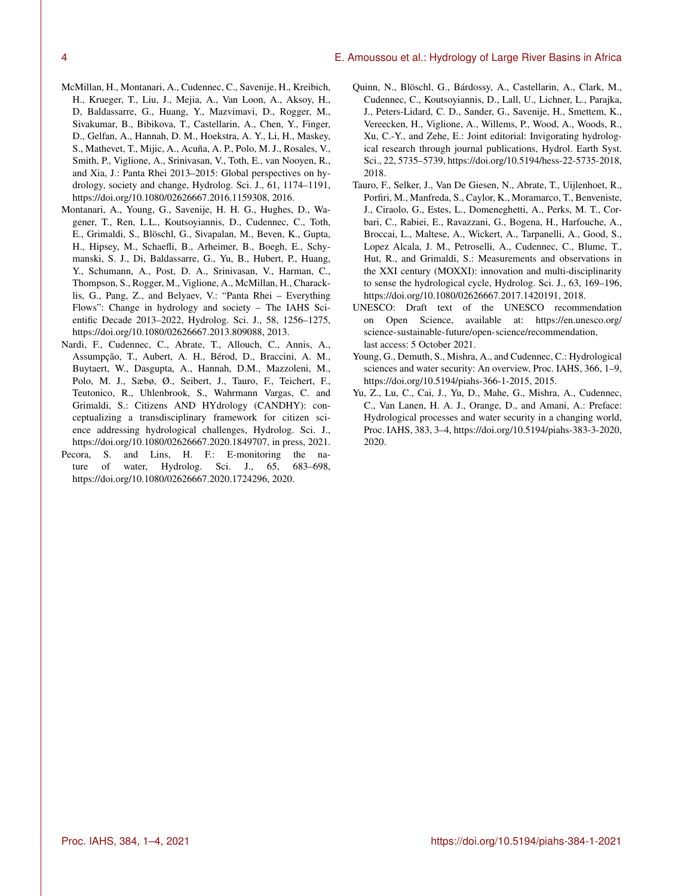McMillan, H., Montanari, A., Cudennec, C., Savenije, H., Kreibich, H., Krueger, T., Liu, J., Mejia, A., Van Loon, A., Aksoy, H., D, Baldassarre, G., Huang, Y., Mazvimavi, D., Rogger, M., Sivakumar, B., Bibikova, T., Castellarin, A., Chen, Y., Finger, D., Gelfan, A., Hannah, D. M., Hoekstra, A. Y., Li, H., Maskey, S., Mathevet, T., Mijic, A., Acuña, A. P., Polo, M. J., Rosales, V., Smith, P., Viglione, A., Srinivasan, V., Toth, E., van Nooyen, R., and Xia, J.: Panta Rhei 2013–2015: Global perspectives on hydrology, society and change, Hydrolog. Sci. J., 61, 1174–1191, https://doi.org/10.1080/02626667.2016.1159308, 2016.

Montanari, A., Young, G., Savenije, H. H. G., Hughes, D., Wagener, T., Ren, L.L., Koutsoyiannis, D., Cudennec, C., Toth, E., Grimaldi, S., Blöschl, G., Sivapalan, M., Beven, K., Gupta, H., Hipsey, M., Schaefli, B., Arheimer, B., Boegh, E., Schymanski, S. J., Di, Baldassarre, G., Yu, B., Hubert, P., Huang, Y., Schumann, A., Post, D. A., Srinivasan, V., Harman, C., Thompson, S., Rogger, M., Viglione, A., McMillan, H., Characklis, G., Pang, Z., and Belyaev, V.: "Panta Rhei – Everything Flows": Change in hydrology and society – The IAHS Scientific Decade 2013–2022, Hydrolog. Sci. J., 58, 1256–1275, https://doi.org/10.1080/02626667.2013.809088, 2013.

Nardi, F., Cudennec, C., Abrate, T., Allouch, C., Annis, A., Assumpção, T., Aubert, A. H., Bérod, D., Braccini, A. M., Buytaert, W., Dasgupta, A., Hannah, D.M., Mazzoleni, M., Polo, M. J., Sæbø, Ø., Seibert, J., Tauro, F., Teichert, F., Teutonico, R., Uhlenbrook, S., Wahrmann Vargas, C. and Grimaldi, S.: Citizens AND HYdrology (CANDHY): conceptualizing a transdisciplinary framework for citizen science addressing hydrological challenges, Hydrolog. Sci. J., https://doi.org/10.1080/02626667.2020.1849707, in press, 2021.

Pecora, S. and Lins, H. F.: E-monitoring the nature of water, Hydrolog. Sci. J., 65, 683–698, https://doi.org/10.1080/02626667.2020.1724296, 2020.

Quinn, N., Blöschl, G., Bárdossy, A., Castellarin, A., Clark, M., Cudennec, C., Koutsoyiannis, D., Lall, U., Lichner, L., Parajka, J., Peters-Lidard, C. D., Sander, G., Savenije, H., Smettem, K., Vereecken, H., Viglione, A., Willems, P., Wood, A., Woods, R., Xu, C.-Y., and Zehe, E.: Joint editorial: Invigorating hydrological research through journal publications, Hydrol. Earth Syst. Sci., 22, 5735–5739, https://doi.org/10.5194/hess-22-5735-2018, 2018.

Tauro, F., Selker, J., Van De Giesen, N., Abrate, T., Uijlenhoet, R., Porfiri, M., Manfreda, S., Caylor, K., Moramarco, T., Benveniste, J., Ciraolo, G., Estes, L., Domeneghetti, A., Perks, M. T., Corbari, C., Rabiei, E., Ravazzani, G., Bogena, H., Harfouche, A., Broccai, L., Maltese, A., Wickert, A., Tarpanelli, A., Good, S., Lopez Alcala, J. M., Petroselli, A., Cudennec, C., Blume, T., Hut, R., and Grimaldi, S.: Measurements and observations in the XXI century (MOXXI): innovation and multi-disciplinarity to sense the hydrological cycle, Hydrolog. Sci. J., 63, 169–196, https://doi.org/10.1080/02626667.2017.1420191, 2018.

UNESCO: Draft text of the UNESCO recommendation on Open Science, available at: https://en.unesco.org/science-sustainable-future/open-science/recommendation, last access: 5 October 2021.

Young, G., Demuth, S., Mishra, A., and Cudennec, C.: Hydrological sciences and water security: An overview, Proc. IAHS, 366, 1–9, https://doi.org/10.5194/piahs-366-1-2015, 2015.

Yu, Z., Lu, C., Cai, J., Yu, D., Mahe, G., Mishra, A., Cudennec, C., Van Lanen, H. A. J., Orange, D., and Amani, A.: Preface: Hydrological processes and water security in a changing world, Proc. IAHS, 383, 3–4, https://doi.org/10.5194/piahs-383-3-2020, 2020.